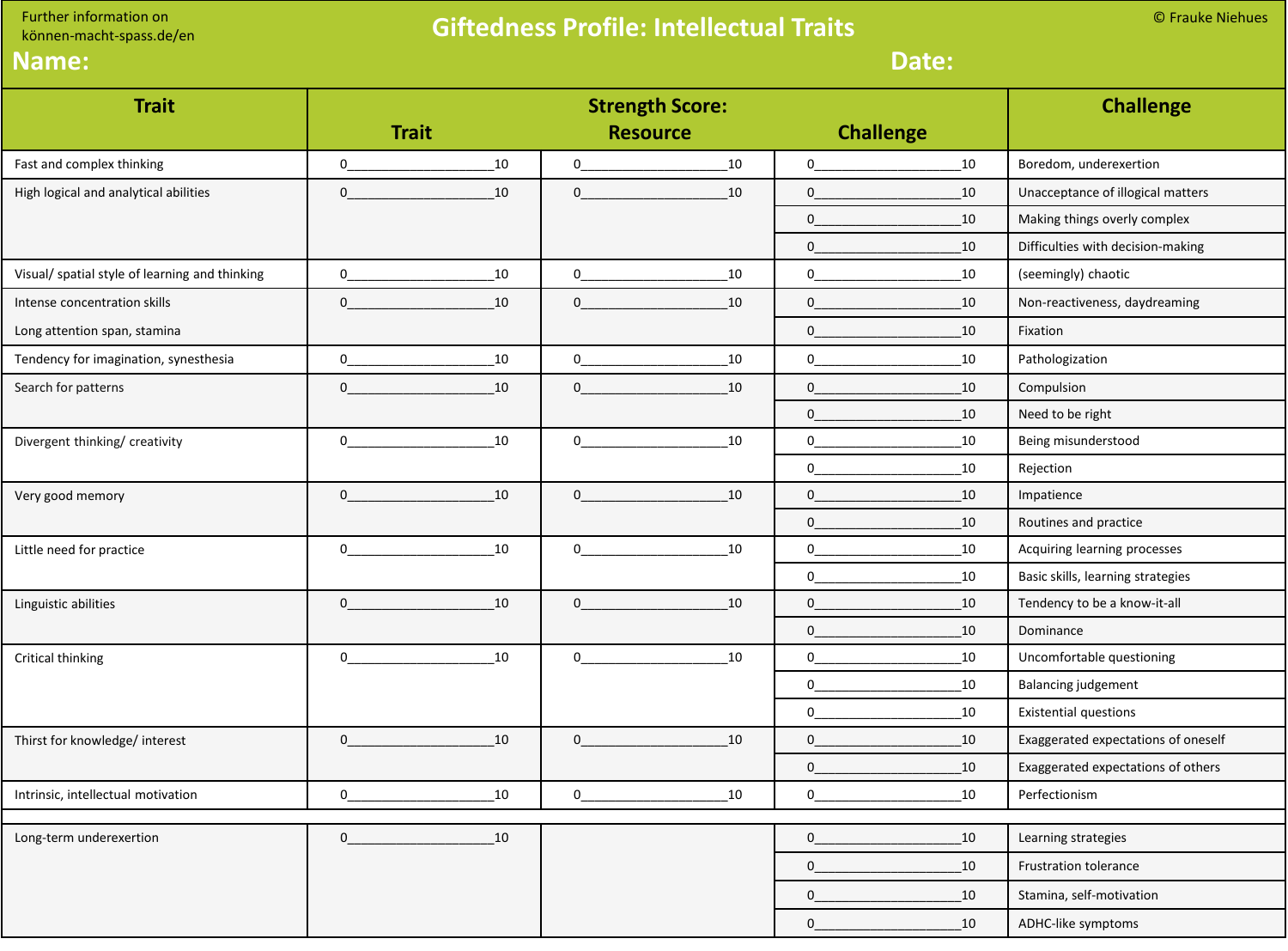Further information on können-macht-spass.de/en

# Giftedness Profile: Intellectual Traits

© Frauke Niehues

**Name:** **Date:**

| Trait | Strength Score: Trait | Strength Score: Resource | Strength Score: Challenge | Challenge |
|---|---|---|---|---|
| Fast and complex thinking | 0____________10 | 0____________10 | 0____________10 | Boredom, underexertion |
| High logical and analytical abilities | 0____________10 | 0____________10 | 0____________10 | Unacceptance of illogical matters |
| | | | 0____________10 | Making things overly complex |
| | | | 0____________10 | Difficulties with decision-making |
| Visual/ spatial style of learning and thinking | 0____________10 | 0____________10 | 0____________10 | (seemingly) chaotic |
| Intense concentration skills | 0____________10 | 0____________10 | 0____________10 | Non-reactiveness, daydreaming |
| Long attention span, stamina | | | 0____________10 | Fixation |
| Tendency for imagination, synesthesia | 0____________10 | 0____________10 | 0____________10 | Pathologization |
| Search for patterns | 0____________10 | 0____________10 | 0____________10 | Compulsion |
| | | | 0____________10 | Need to be right |
| Divergent thinking/ creativity | 0____________10 | 0____________10 | 0____________10 | Being misunderstood |
| | | | 0____________10 | Rejection |
| Very good memory | 0____________10 | 0____________10 | 0____________10 | Impatience |
| | | | 0____________10 | Routines and practice |
| Little need for practice | 0____________10 | 0____________10 | 0____________10 | Acquiring learning processes |
| | | | 0____________10 | Basic skills, learning strategies |
| Linguistic abilities | 0____________10 | 0____________10 | 0____________10 | Tendency to be a know-it-all |
| | | | 0____________10 | Dominance |
| Critical thinking | 0____________10 | 0____________10 | 0____________10 | Uncomfortable questioning |
| | | | 0____________10 | Balancing judgement |
| | | | 0____________10 | Existential questions |
| Thirst for knowledge/ interest | 0____________10 | 0____________10 | 0____________10 | Exaggerated expectations of oneself |
| | | | 0____________10 | Exaggerated expectations of others |
| Intrinsic, intellectual motivation | 0____________10 | 0____________10 | 0____________10 | Perfectionism |
| | | | | |
| Long-term underexertion | 0____________10 | | 0____________10 | Learning strategies |
| | | | 0____________10 | Frustration tolerance |
| | | | 0____________10 | Stamina, self-motivation |
| | | | 0____________10 | ADHC-like symptoms |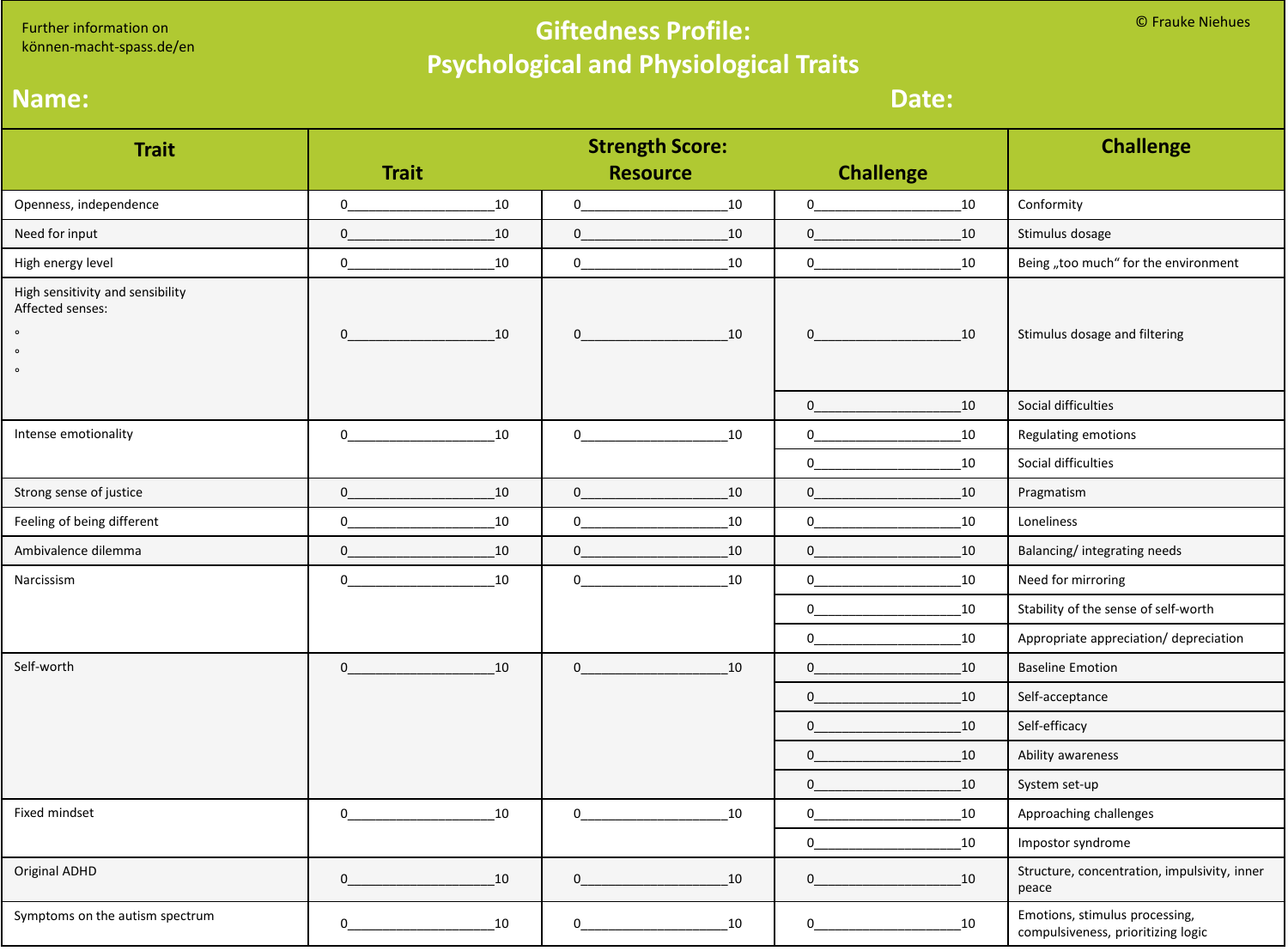Further information on
können-macht-spass.de/en

© Frauke Niehues

# Giftedness Profile: Psychological and Physiological Traits

**Name:** **Date:**

| Trait | Strength Score: Trait | Strength Score: Resource | Strength Score: Challenge | Challenge |
|---|---|---|---|---|
| Openness, independence | 0___________10 | 0___________10 | 0___________10 | Conformity |
| Need for input | 0___________10 | 0___________10 | 0___________10 | Stimulus dosage |
| High energy level | 0___________10 | 0___________10 | 0___________10 | Being „too much" for the environment |
| High sensitivity and sensibility<br>Affected senses:<br>◦<br>◦<br>◦ | 0___________10 | 0___________10 | 0___________10 | Stimulus dosage and filtering |
| | | | 0___________10 | Social difficulties |
| Intense emotionality | 0___________10 | 0___________10 | 0___________10 | Regulating emotions |
| | | | 0___________10 | Social difficulties |
| Strong sense of justice | 0___________10 | 0___________10 | 0___________10 | Pragmatism |
| Feeling of being different | 0___________10 | 0___________10 | 0___________10 | Loneliness |
| Ambivalence dilemma | 0___________10 | 0___________10 | 0___________10 | Balancing/ integrating needs |
| Narcissism | 0___________10 | 0___________10 | 0___________10 | Need for mirroring |
| | | | 0___________10 | Stability of the sense of self-worth |
| | | | 0___________10 | Appropriate appreciation/ depreciation |
| Self-worth | 0___________10 | 0___________10 | 0___________10 | Baseline Emotion |
| | | | 0___________10 | Self-acceptance |
| | | | 0___________10 | Self-efficacy |
| | | | 0___________10 | Ability awareness |
| | | | 0___________10 | System set-up |
| Fixed mindset | 0___________10 | 0___________10 | 0___________10 | Approaching challenges |
| | | | 0___________10 | Impostor syndrome |
| Original ADHD | 0___________10 | 0___________10 | 0___________10 | Structure, concentration, impulsivity, inner peace |
| Symptoms on the autism spectrum | 0___________10 | 0___________10 | 0___________10 | Emotions, stimulus processing, compulsiveness, prioritizing logic |